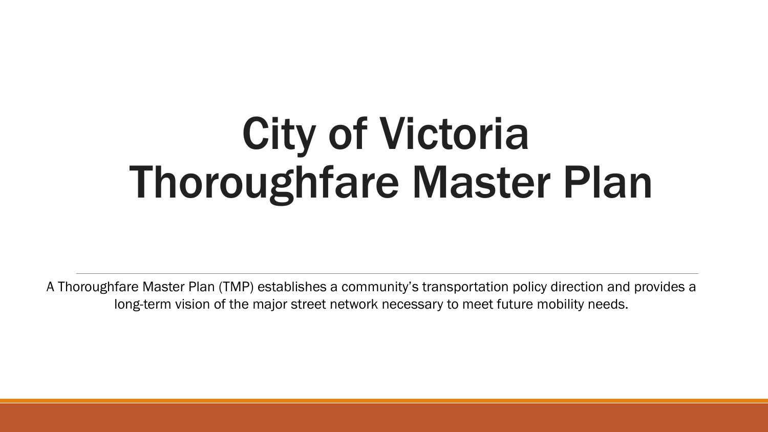# City of Victoria Thoroughfare Master Plan

A Thoroughfare Master Plan (TMP) establishes a community's transportation policy direction and provides a long-term vision of the major street network necessary to meet future mobility needs.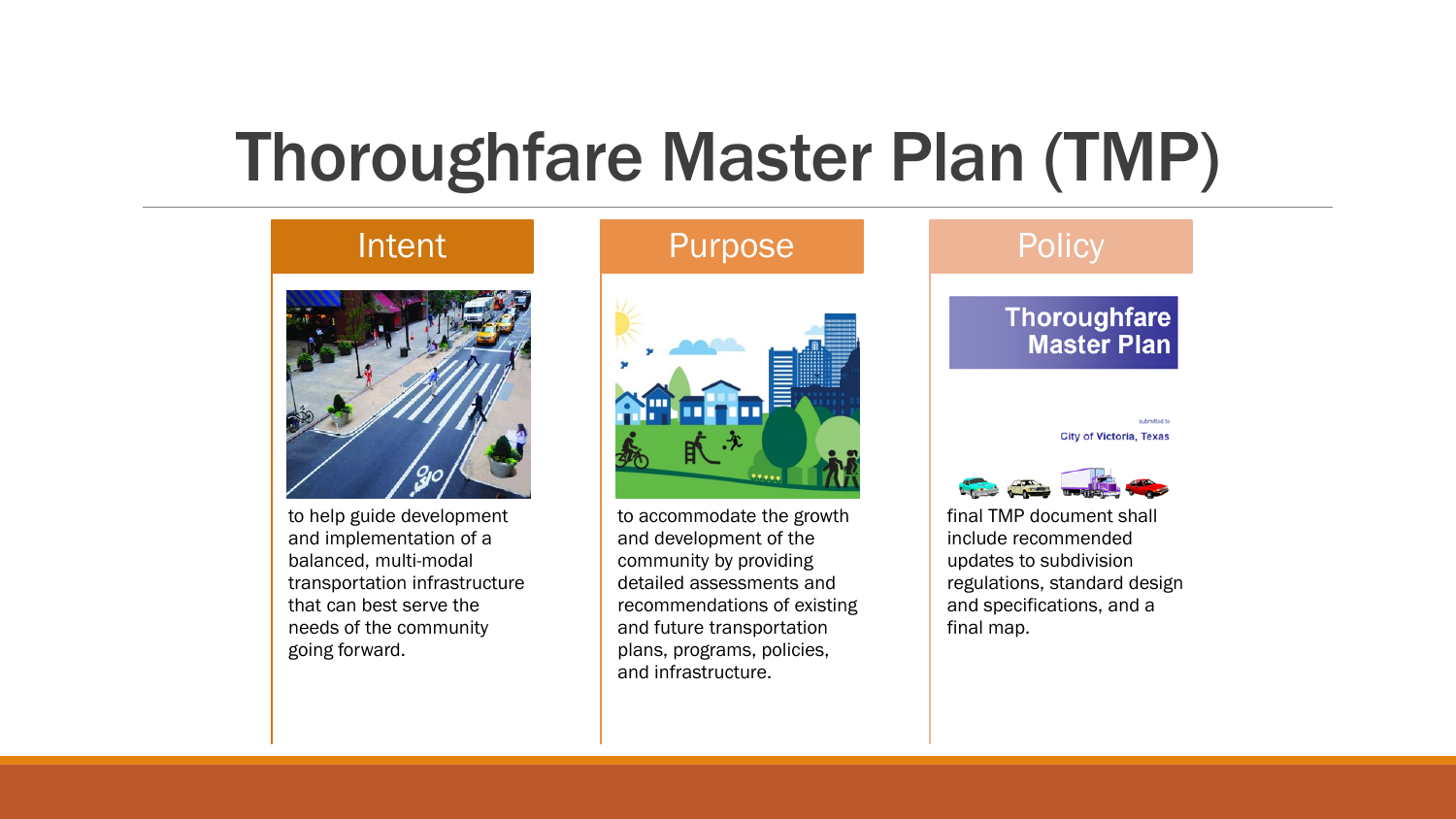# Thoroughfare Master Plan (TMP)

## Intent

to help guide development and implementation of a balanced, multi-modal transportation infrastructure that can best serve the needs of the community going forward.

## Purpose

to accommodate the growth and development of the community by providing detailed assessments and recommendations of existing and future transportation plans, programs, policies, and infrastructure.

## Policy

final TMP document shall include recommended updates to subdivision regulations, standard design and specifications, and a final map.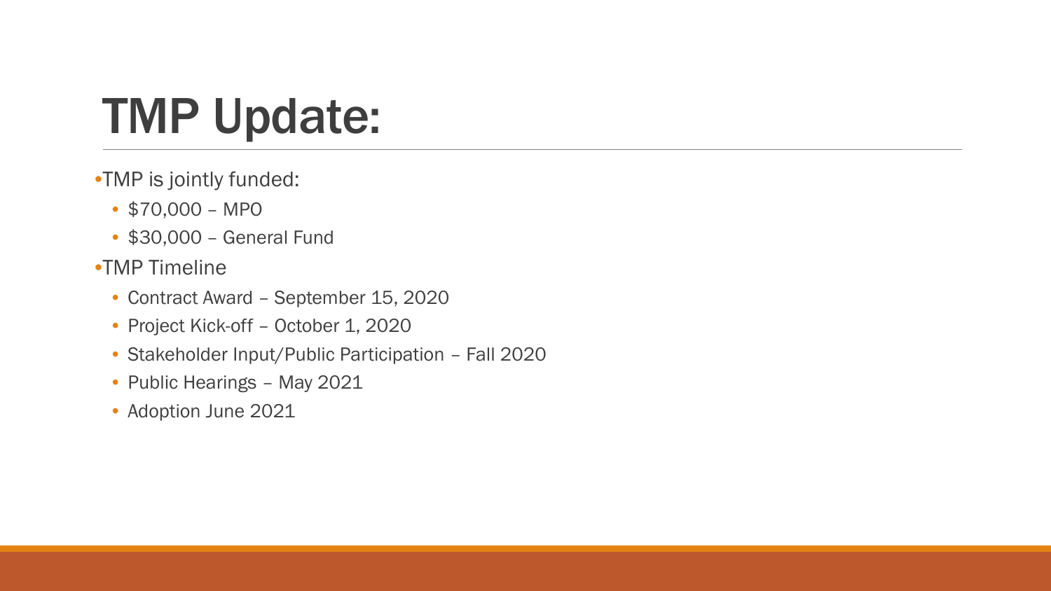# TMP Update:

- TMP is jointly funded:
  - $70,000 – MPO
  - $30,000 – General Fund
- TMP Timeline
  - Contract Award – September 15, 2020
  - Project Kick-off – October 1, 2020
  - Stakeholder Input/Public Participation – Fall 2020
  - Public Hearings – May 2021
  - Adoption June 2021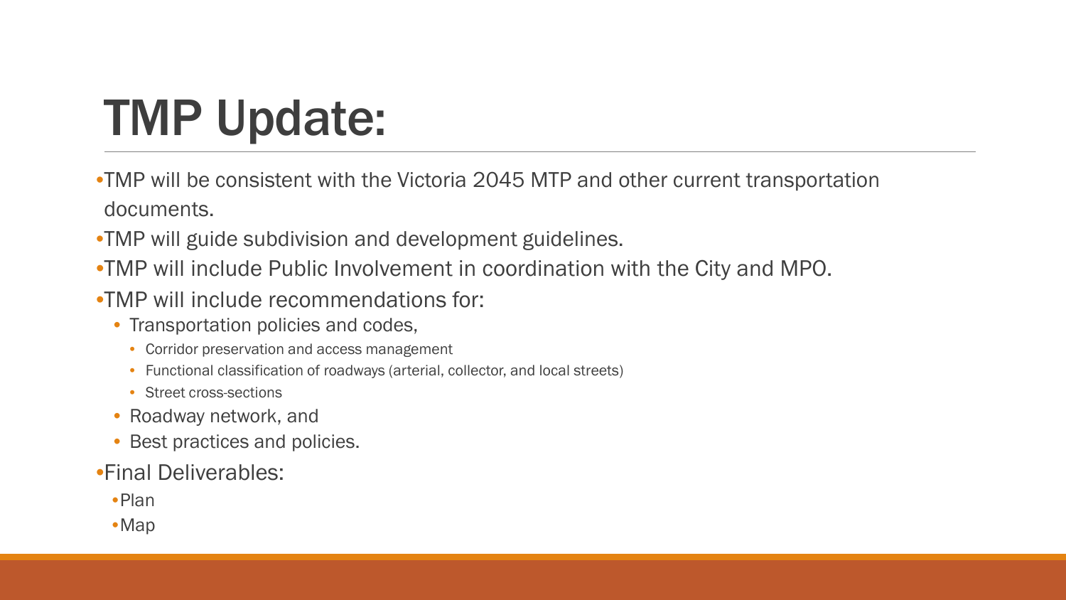# TMP Update:

- TMP will be consistent with the Victoria 2045 MTP and other current transportation documents.
- TMP will guide subdivision and development guidelines.
- TMP will include Public Involvement in coordination with the City and MPO.
- TMP will include recommendations for:
  - Transportation policies and codes,
    - Corridor preservation and access management
    - Functional classification of roadways (arterial, collector, and local streets)
    - Street cross-sections
  - Roadway network, and
  - Best practices and policies.
- Final Deliverables:
  - Plan
  - Map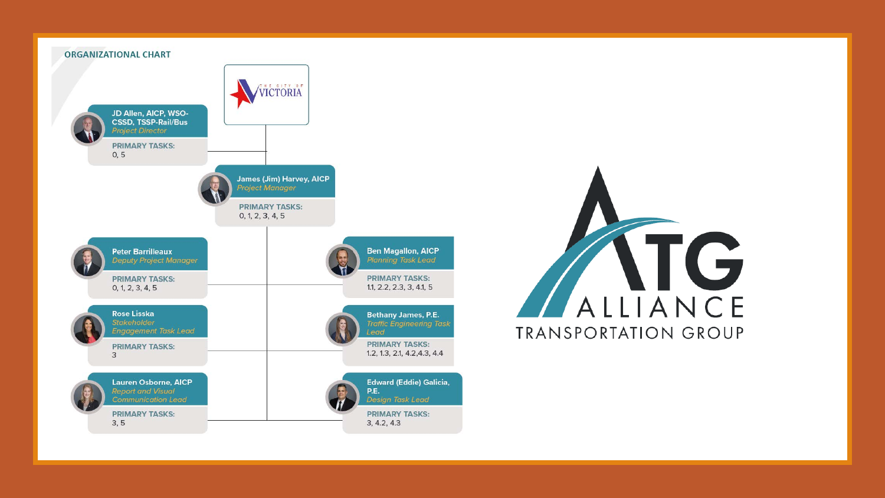## ORGANIZATIONAL CHART

THE CITY OF VICTORIA

**JD Allen, AICP, WSO-CSSD, TSSP-Rail/Bus**
*Project Director*
PRIMARY TASKS:
0, 5

**James (Jim) Harvey, AICP**
*Project Manager*
PRIMARY TASKS:
0, 1, 2, 3, 4, 5

**Peter Barrilleaux**
*Deputy Project Manager*
PRIMARY TASKS:
0, 1, 2, 3, 4, 5

**Rose Lisska**
*Stakeholder Engagement Task Lead*
PRIMARY TASKS:
3

**Lauren Osborne, AICP**
*Report and Visual Communication Lead*
PRIMARY TASKS:
3, 5

**Ben Magallon, AICP**
*Planning Task Lead*
PRIMARY TASKS:
1.1, 2.2, 2.3, 3, 4.1, 5

**Bethany James, P.E.**
*Traffic Engineering Task Lead*
PRIMARY TASKS:
1.2, 1.3, 2.1, 4.2,4.3, 4.4

**Edward (Eddie) Galicia, P.E.**
*Design Task Lead*
PRIMARY TASKS:
3, 4.2, 4.3

ATG ALLIANCE TRANSPORTATION GROUP